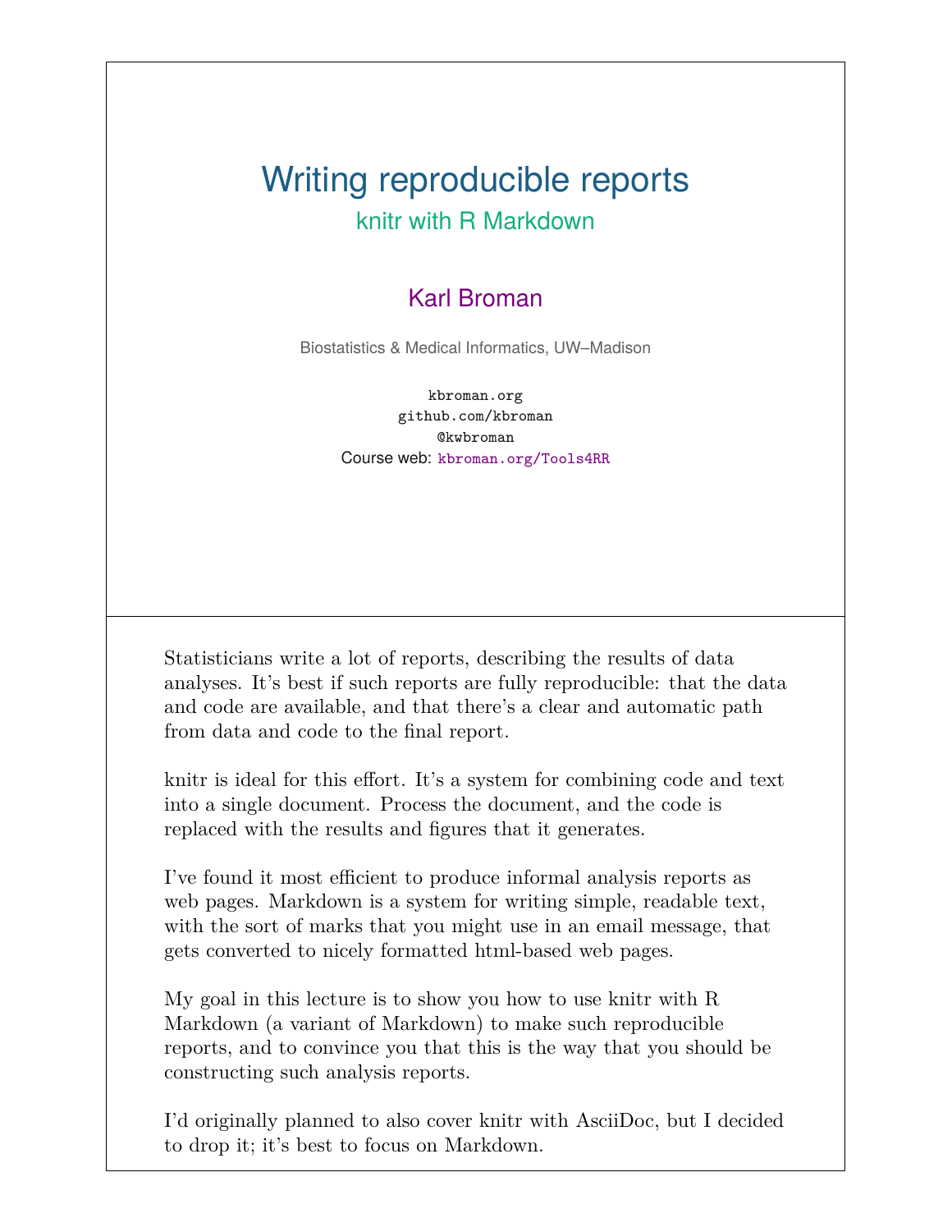# Writing reproducible reports

## knitr with R Markdown

Karl Broman

Biostatistics & Medical Informatics, UW–Madison

kbroman.org
github.com/kbroman
@kwbroman
Course web: kbroman.org/Tools4RR

---

Statisticians write a lot of reports, describing the results of data analyses. It's best if such reports are fully reproducible: that the data and code are available, and that there's a clear and automatic path from data and code to the final report.

knitr is ideal for this effort. It's a system for combining code and text into a single document. Process the document, and the code is replaced with the results and figures that it generates.

I've found it most efficient to produce informal analysis reports as web pages. Markdown is a system for writing simple, readable text, with the sort of marks that you might use in an email message, that gets converted to nicely formatted html-based web pages.

My goal in this lecture is to show you how to use knitr with R Markdown (a variant of Markdown) to make such reproducible reports, and to convince you that this is the way that you should be constructing such analysis reports.

I'd originally planned to also cover knitr with AsciiDoc, but I decided to drop it; it's best to focus on Markdown.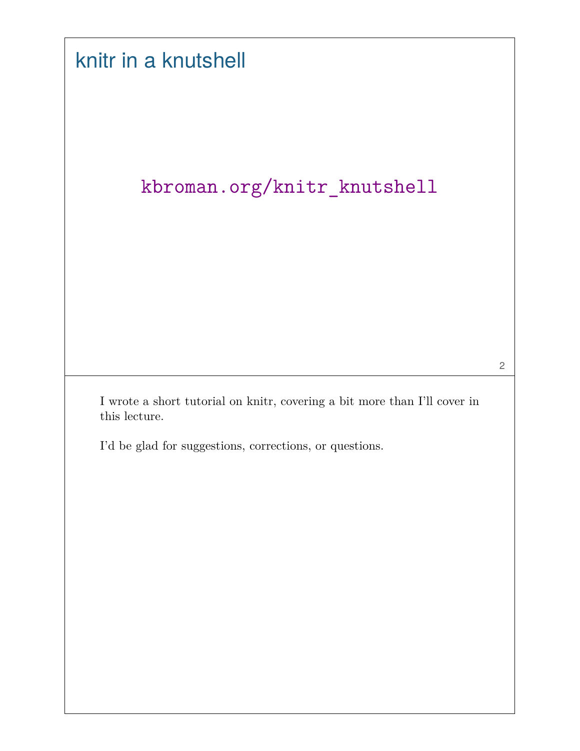# knitr in a knutshell

kbroman.org/knitr_knutshell

I wrote a short tutorial on knitr, covering a bit more than I'll cover in this lecture.

I'd be glad for suggestions, corrections, or questions.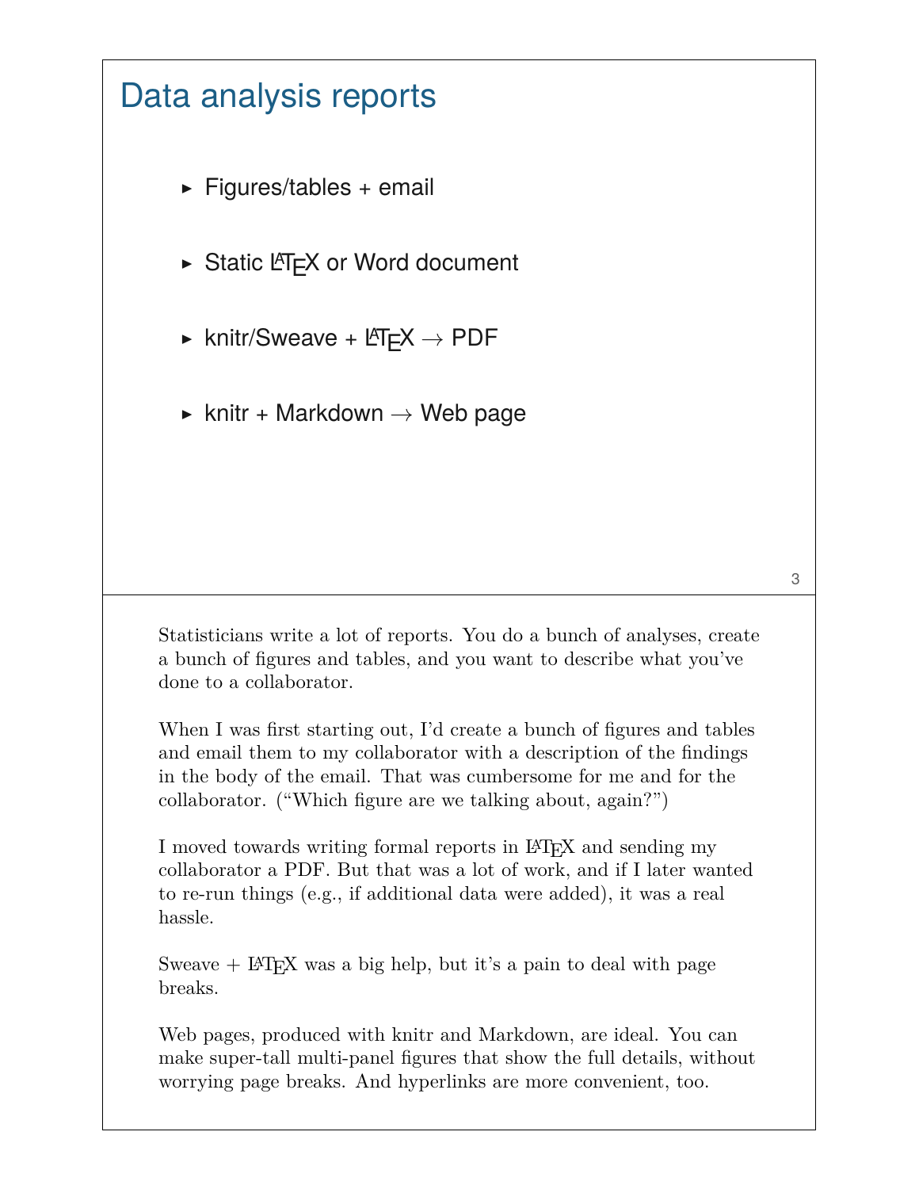# Data analysis reports

- Figures/tables + email
- Static LaTeX or Word document
- knitr/Sweave + LaTeX → PDF
- knitr + Markdown → Web page

Statisticians write a lot of reports. You do a bunch of analyses, create a bunch of figures and tables, and you want to describe what you've done to a collaborator.

When I was first starting out, I'd create a bunch of figures and tables and email them to my collaborator with a description of the findings in the body of the email. That was cumbersome for me and for the collaborator. ("Which figure are we talking about, again?")

I moved towards writing formal reports in LaTeX and sending my collaborator a PDF. But that was a lot of work, and if I later wanted to re-run things (e.g., if additional data were added), it was a real hassle.

Sweave + LaTeX was a big help, but it's a pain to deal with page breaks.

Web pages, produced with knitr and Markdown, are ideal. You can make super-tall multi-panel figures that show the full details, without worrying page breaks. And hyperlinks are more convenient, too.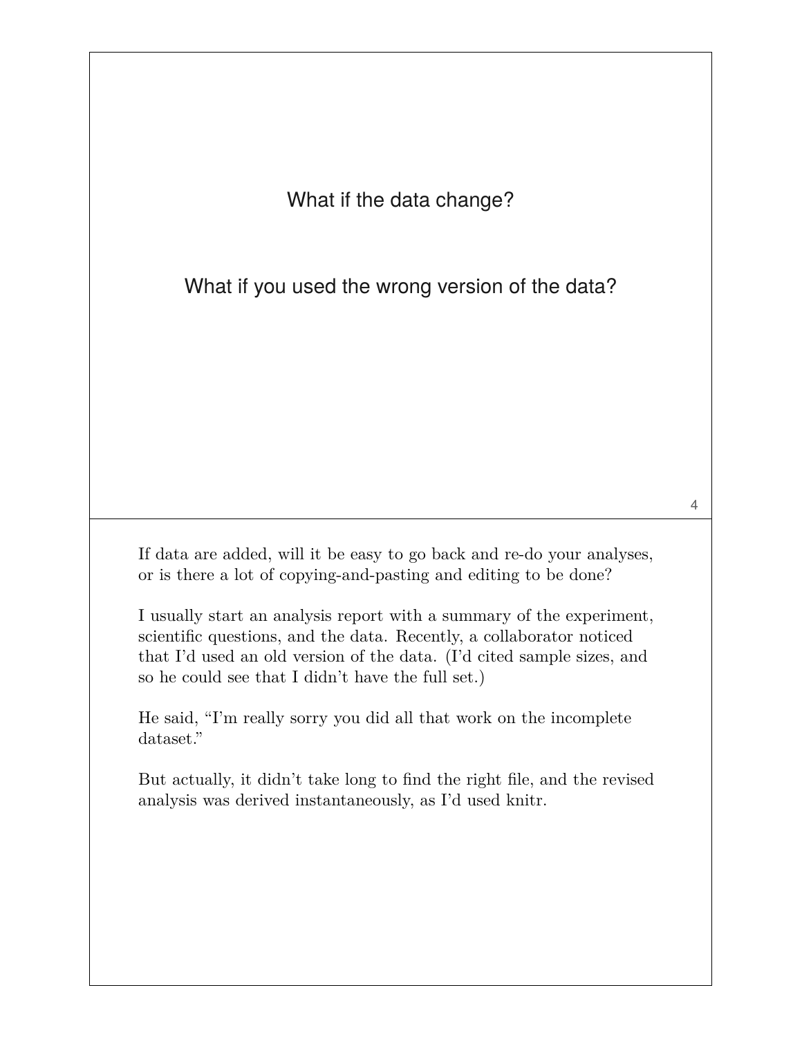What if the data change?

What if you used the wrong version of the data?

If data are added, will it be easy to go back and re-do your analyses, or is there a lot of copying-and-pasting and editing to be done?

I usually start an analysis report with a summary of the experiment, scientific questions, and the data. Recently, a collaborator noticed that I'd used an old version of the data. (I'd cited sample sizes, and so he could see that I didn't have the full set.)

He said, "I'm really sorry you did all that work on the incomplete dataset."

But actually, it didn't take long to find the right file, and the revised analysis was derived instantaneously, as I'd used knitr.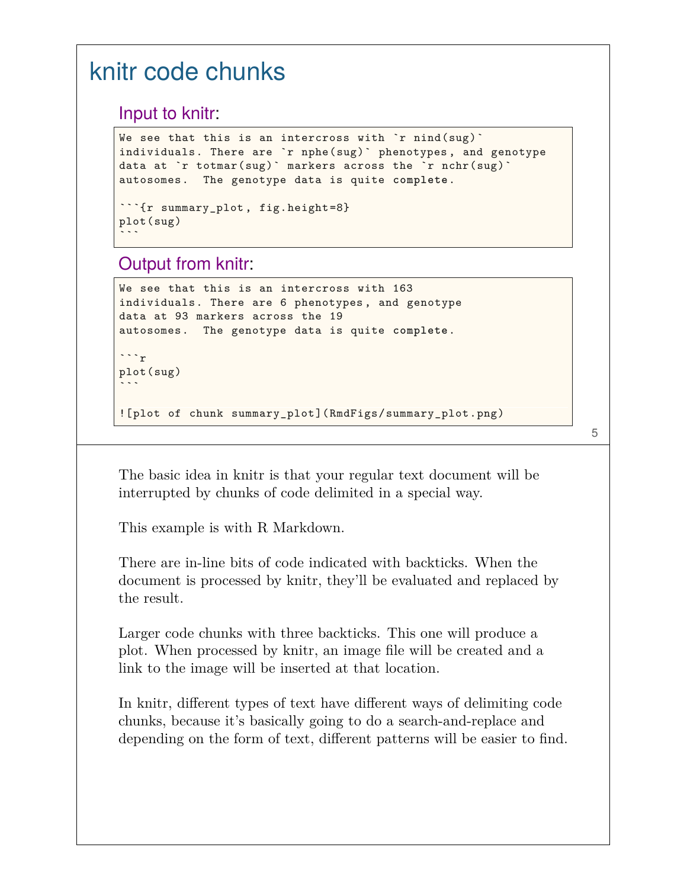# knitr code chunks

## Input to knitr:

````
We see that this is an intercross with `r nind(sug)`
individuals. There are `r nphe(sug)` phenotypes, and genotype
data at `r totmar(sug)` markers across the `r nchr(sug)`
autosomes.  The genotype data is quite complete.

```{r summary_plot, fig.height=8}
plot(sug)
```
````

## Output from knitr:

````
We see that this is an intercross with 163
individuals. There are 6 phenotypes, and genotype
data at 93 markers across the 19
autosomes.  The genotype data is quite complete.

```r
plot(sug)
```

![plot of chunk summary_plot](RmdFigs/summary_plot.png)
````

The basic idea in knitr is that your regular text document will be interrupted by chunks of code delimited in a special way.

This example is with R Markdown.

There are in-line bits of code indicated with backticks. When the document is processed by knitr, they'll be evaluated and replaced by the result.

Larger code chunks with three backticks. This one will produce a plot. When processed by knitr, an image file will be created and a link to the image will be inserted at that location.

In knitr, different types of text have different ways of delimiting code chunks, because it's basically going to do a search-and-replace and depending on the form of text, different patterns will be easier to find.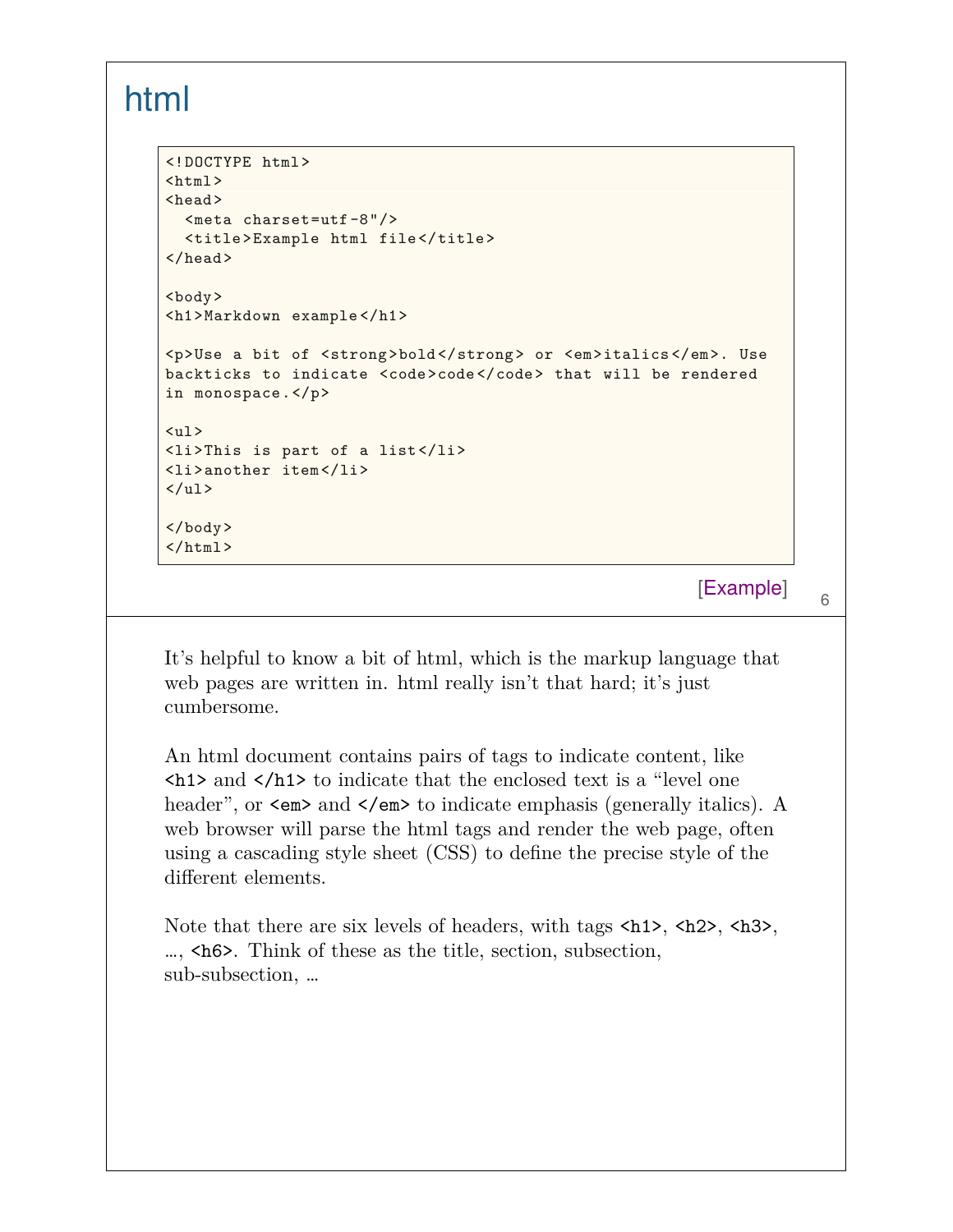# html

```
<!DOCTYPE html>
<html>
<head>
  <meta charset=utf-8"/>
  <title>Example html file</title>
</head>

<body>
<h1>Markdown example</h1>

<p>Use a bit of <strong>bold</strong> or <em>italics</em>. Use
backticks to indicate <code>code</code> that will be rendered
in monospace.</p>

<ul>
<li>This is part of a list</li>
<li>another item</li>
</ul>

</body>
</html>
```

[Example]

It's helpful to know a bit of html, which is the markup language that web pages are written in. html really isn't that hard; it's just cumbersome.

An html document contains pairs of tags to indicate content, like `<h1>` and `</h1>` to indicate that the enclosed text is a "level one header", or `<em>` and `</em>` to indicate emphasis (generally italics). A web browser will parse the html tags and render the web page, often using a cascading style sheet (CSS) to define the precise style of the different elements.

Note that there are six levels of headers, with tags `<h1>`, `<h2>`, `<h3>`, …, `<h6>`. Think of these as the title, section, subsection, sub-subsection, …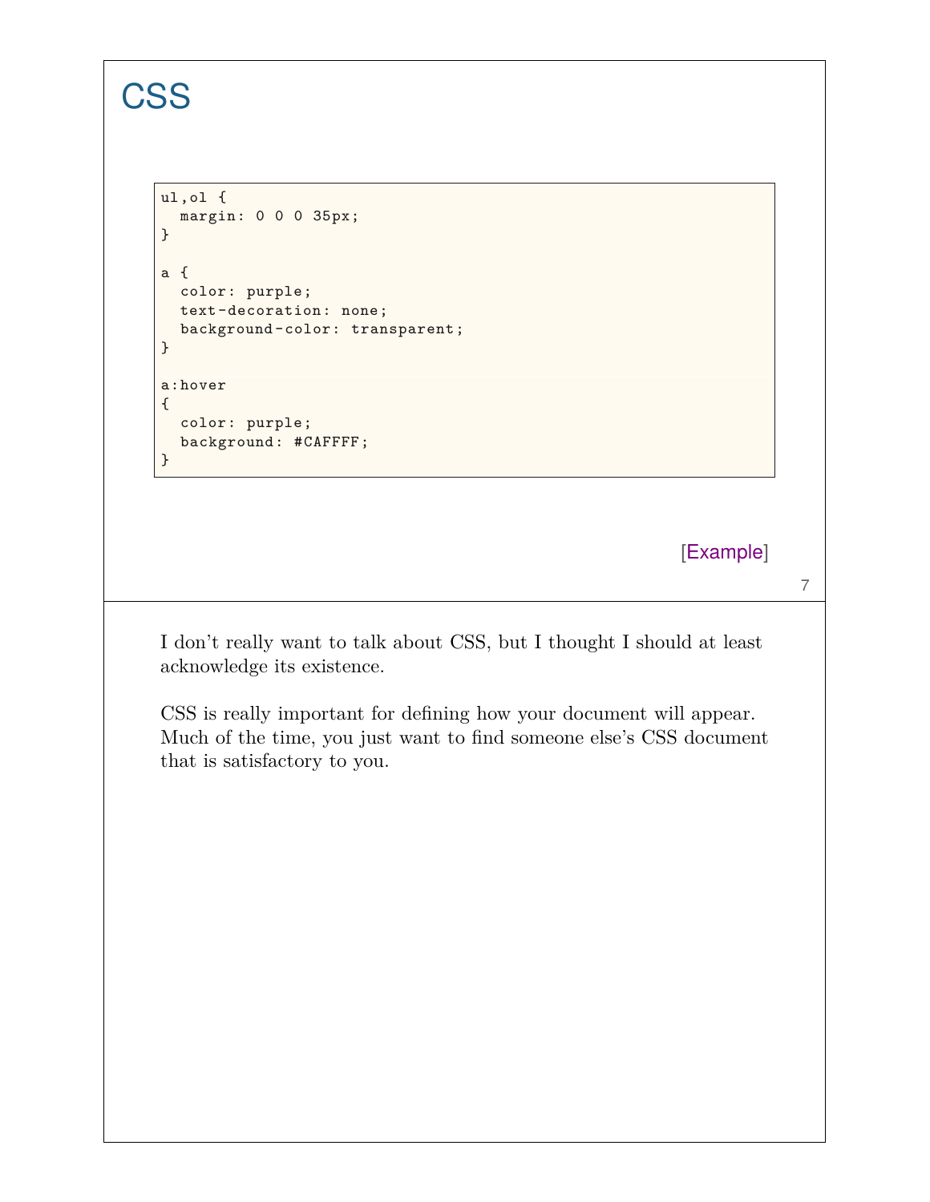# CSS

```
ul,ol {
  margin: 0 0 0 35px;
}

a {
  color: purple;
  text-decoration: none;
  background-color: transparent;
}

a:hover
{
  color: purple;
  background: #CAFFFF;
}
```

[Example]

I don't really want to talk about CSS, but I thought I should at least acknowledge its existence.

CSS is really important for defining how your document will appear. Much of the time, you just want to find someone else's CSS document that is satisfactory to you.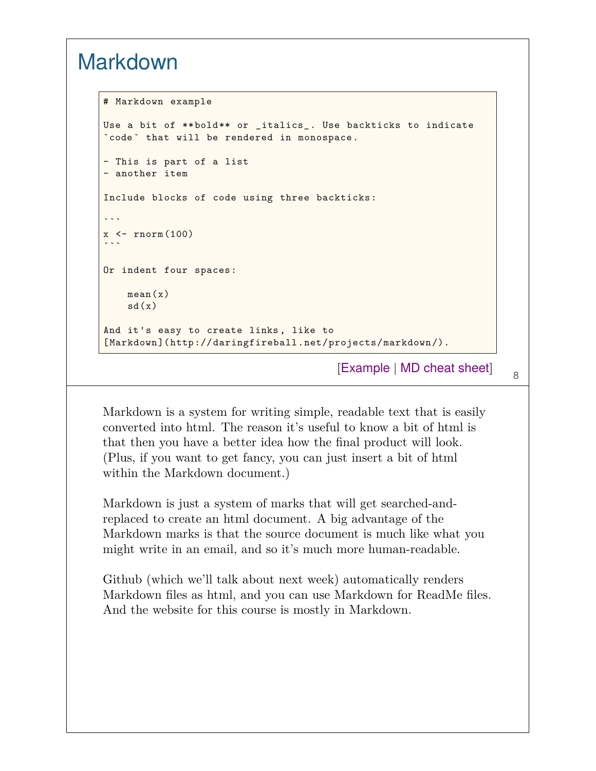# Markdown

````
# Markdown example

Use a bit of **bold** or _italics_. Use backticks to indicate
`code` that will be rendered in monospace.

- This is part of a list
- another item

Include blocks of code using three backticks:

```
x <- rnorm(100)
```

Or indent four spaces:

    mean(x)
    sd(x)

And it's easy to create links, like to
[Markdown](http://daringfireball.net/projects/markdown/).
````

[Example | MD cheat sheet]

Markdown is a system for writing simple, readable text that is easily converted into html. The reason it's useful to know a bit of html is that then you have a better idea how the final product will look. (Plus, if you want to get fancy, you can just insert a bit of html within the Markdown document.)

Markdown is just a system of marks that will get searched-and-replaced to create an html document. A big advantage of the Markdown marks is that the source document is much like what you might write in an email, and so it's much more human-readable.

Github (which we'll talk about next week) automatically renders Markdown files as html, and you can use Markdown for ReadMe files. And the website for this course is mostly in Markdown.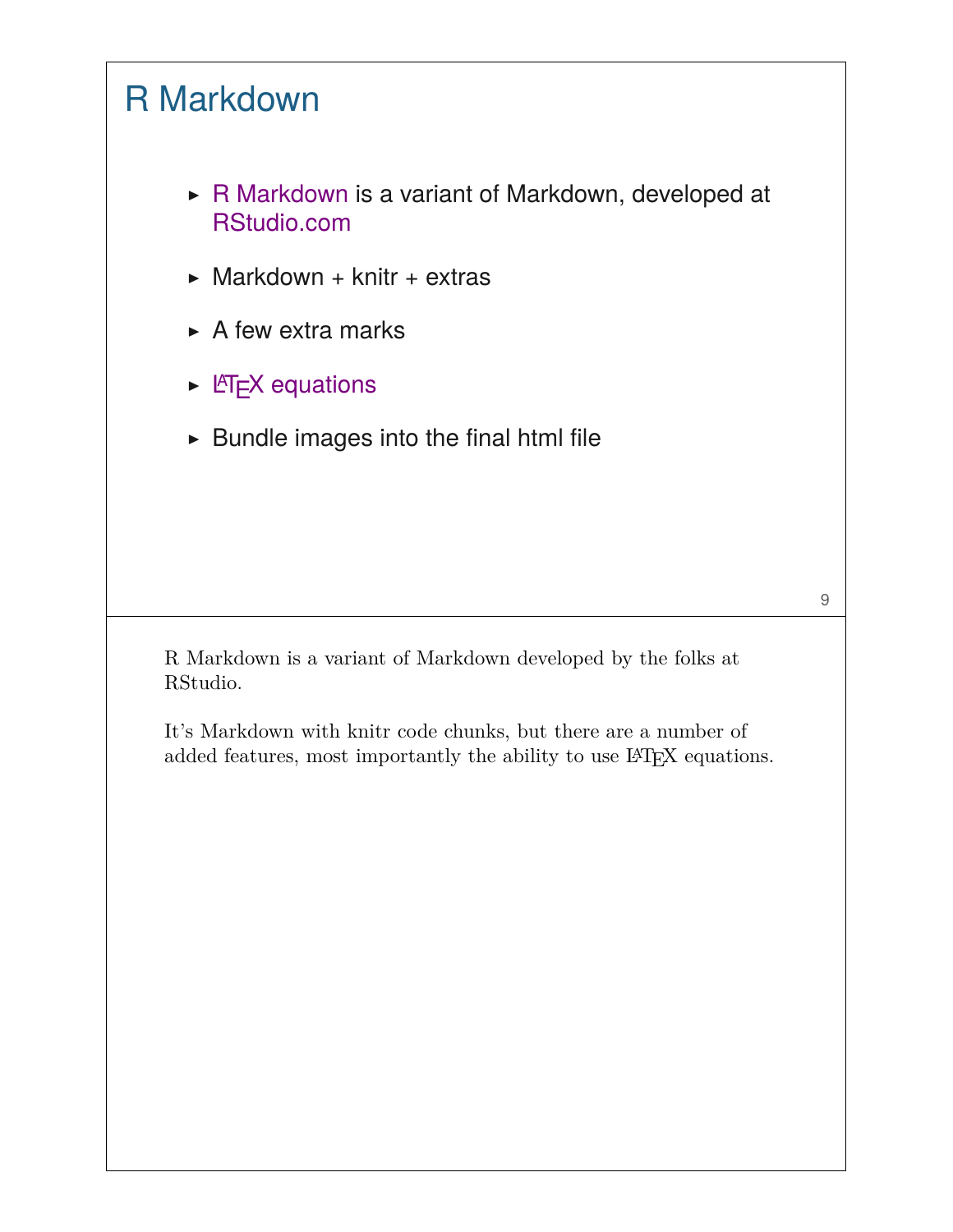# R Markdown

- R Markdown is a variant of Markdown, developed at RStudio.com
- Markdown + knitr + extras
- A few extra marks
- LaTeX equations
- Bundle images into the final html file

R Markdown is a variant of Markdown developed by the folks at RStudio.

It's Markdown with knitr code chunks, but there are a number of added features, most importantly the ability to use LaTeX equations.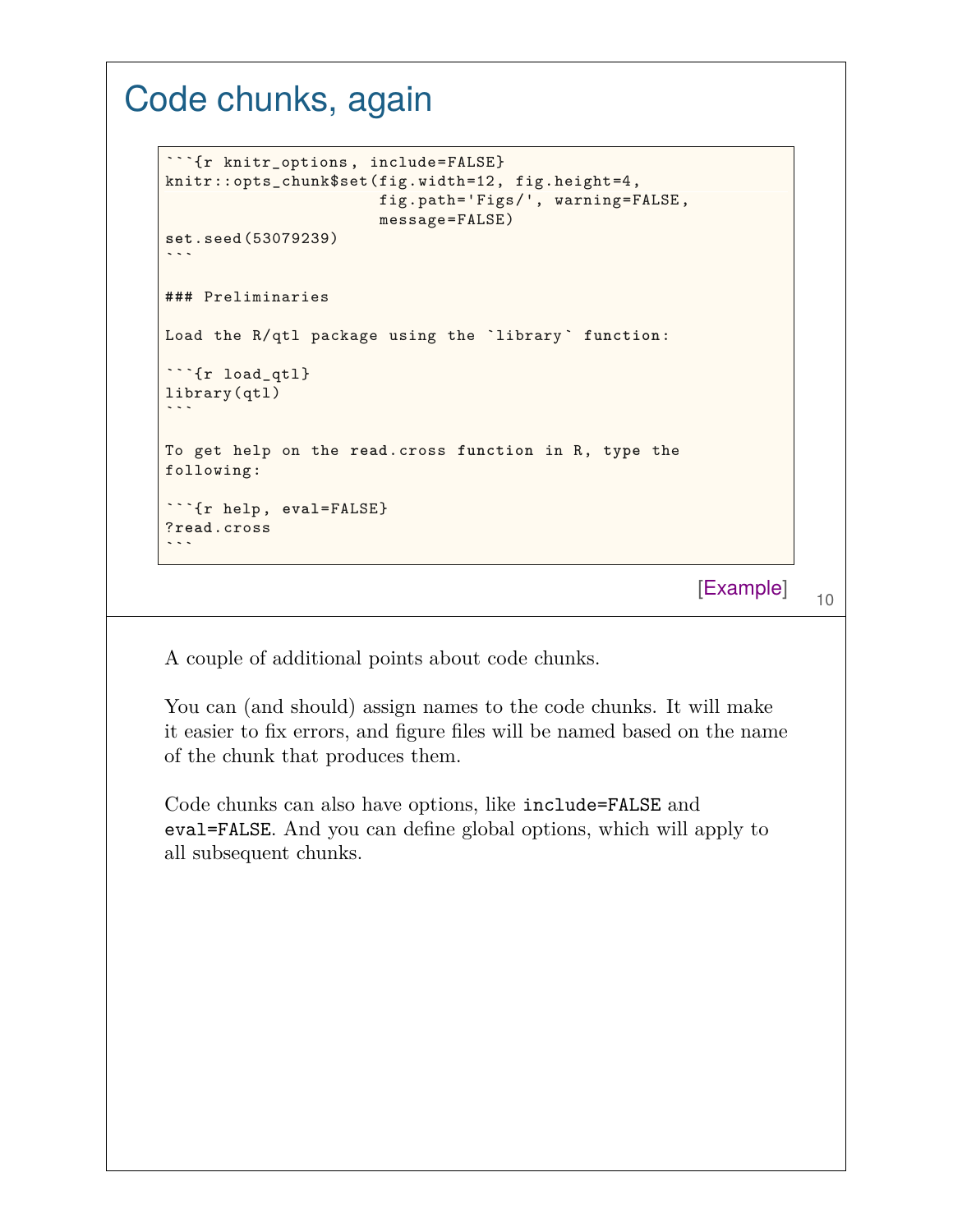# Code chunks, again

````
```{r knitr_options, include=FALSE}
knitr::opts_chunk$set(fig.width=12, fig.height=4,
                      fig.path='Figs/', warning=FALSE,
                      message=FALSE)
set.seed(53079239)
```

### Preliminaries

Load the R/qtl package using the `library` function:

```{r load_qtl}
library(qtl)
```

To get help on the read.cross function in R, type the
following:

```{r help, eval=FALSE}
?read.cross
```
````

[Example]

A couple of additional points about code chunks.

You can (and should) assign names to the code chunks. It will make it easier to fix errors, and figure files will be named based on the name of the chunk that produces them.

Code chunks can also have options, like `include=FALSE` and `eval=FALSE`. And you can define global options, which will apply to all subsequent chunks.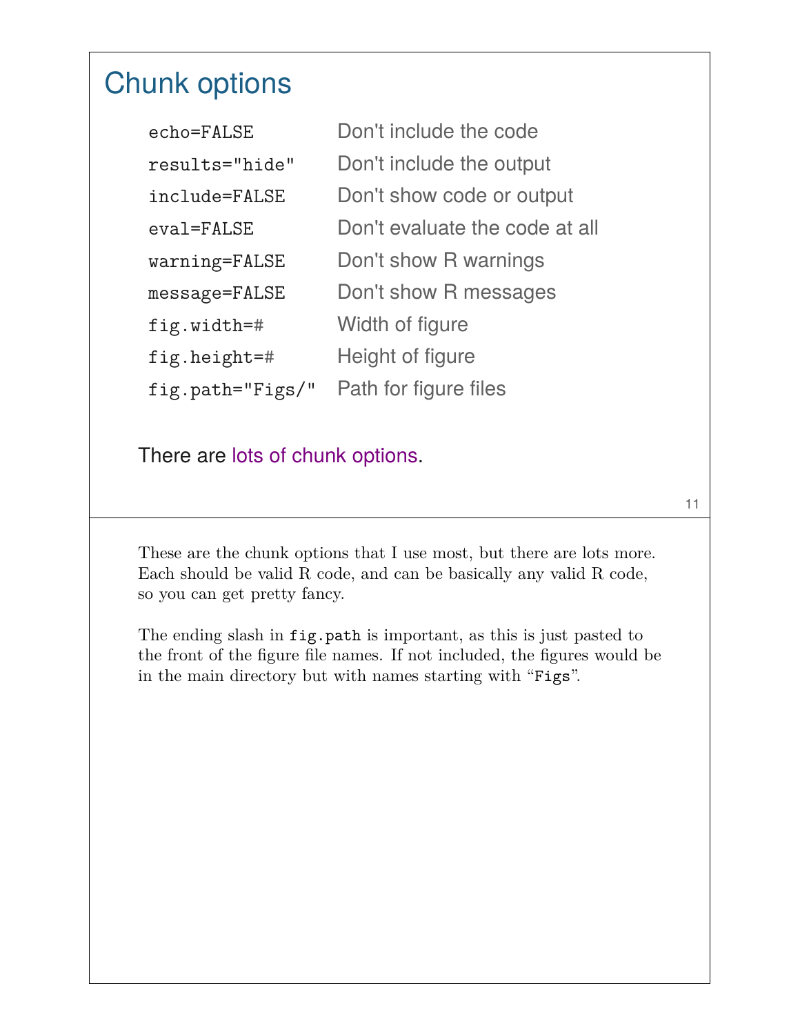# Chunk options

| | |
|---|---|
| `echo=FALSE` | Don't include the code |
| `results="hide"` | Don't include the output |
| `include=FALSE` | Don't show code or output |
| `eval=FALSE` | Don't evaluate the code at all |
| `warning=FALSE` | Don't show R warnings |
| `message=FALSE` | Don't show R messages |
| `fig.width=#` | Width of figure |
| `fig.height=#` | Height of figure |
| `fig.path="Figs/"` | Path for figure files |

There are lots of chunk options.

These are the chunk options that I use most, but there are lots more. Each should be valid R code, and can be basically any valid R code, so you can get pretty fancy.

The ending slash in `fig.path` is important, as this is just pasted to the front of the figure file names. If not included, the figures would be in the main directory but with names starting with "`Figs`".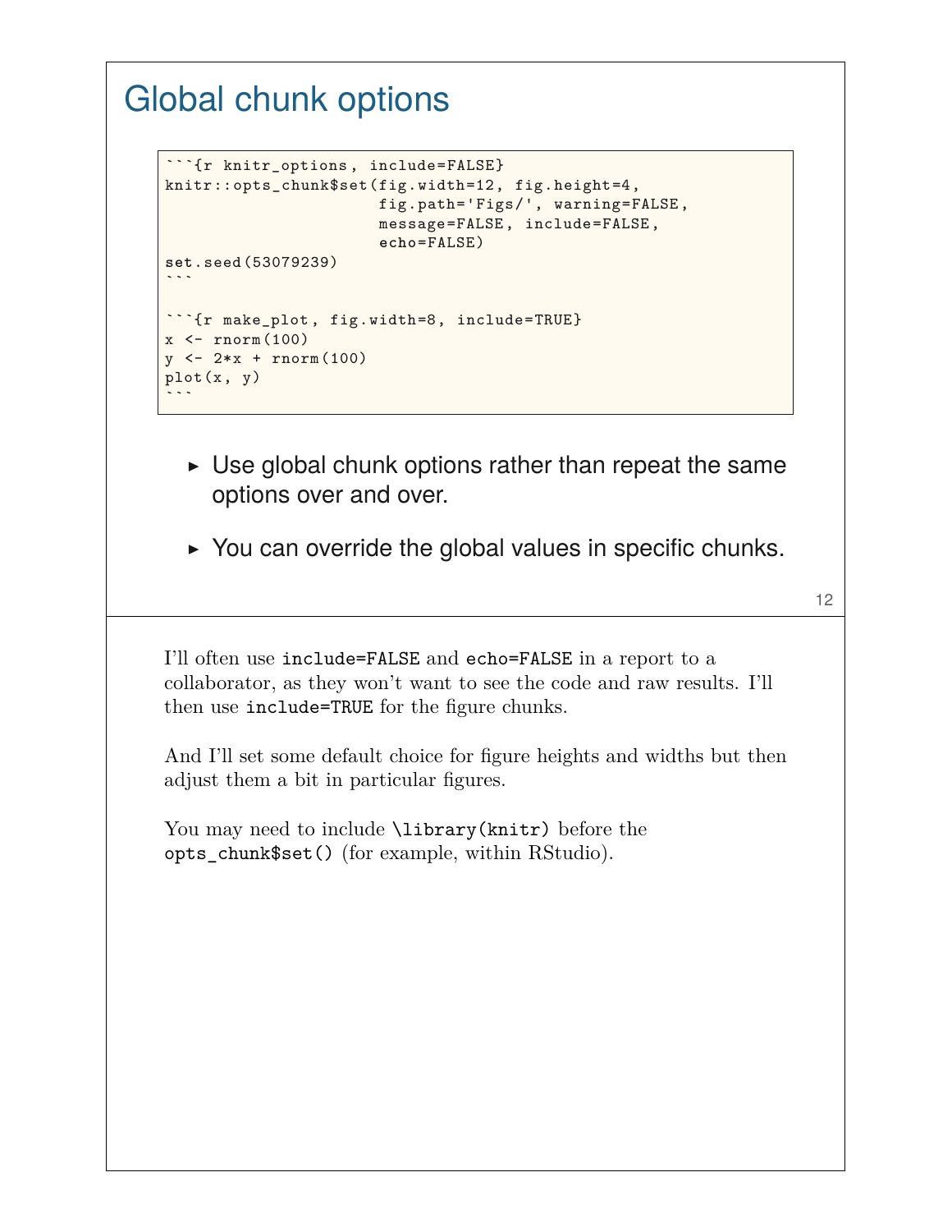# Global chunk options

````
```{r knitr_options, include=FALSE}
knitr::opts_chunk$set(fig.width=12, fig.height=4,
                      fig.path='Figs/', warning=FALSE,
                      message=FALSE, include=FALSE,
                      echo=FALSE)
set.seed(53079239)
```

```{r make_plot, fig.width=8, include=TRUE}
x <- rnorm(100)
y <- 2*x + rnorm(100)
plot(x, y)
```
````

- Use global chunk options rather than repeat the same options over and over.
- You can override the global values in specific chunks.

I'll often use `include=FALSE` and `echo=FALSE` in a report to a collaborator, as they won't want to see the code and raw results. I'll then use `include=TRUE` for the figure chunks.

And I'll set some default choice for figure heights and widths but then adjust them a bit in particular figures.

You may need to include `\library(knitr)` before the `opts_chunk$set()` (for example, within RStudio).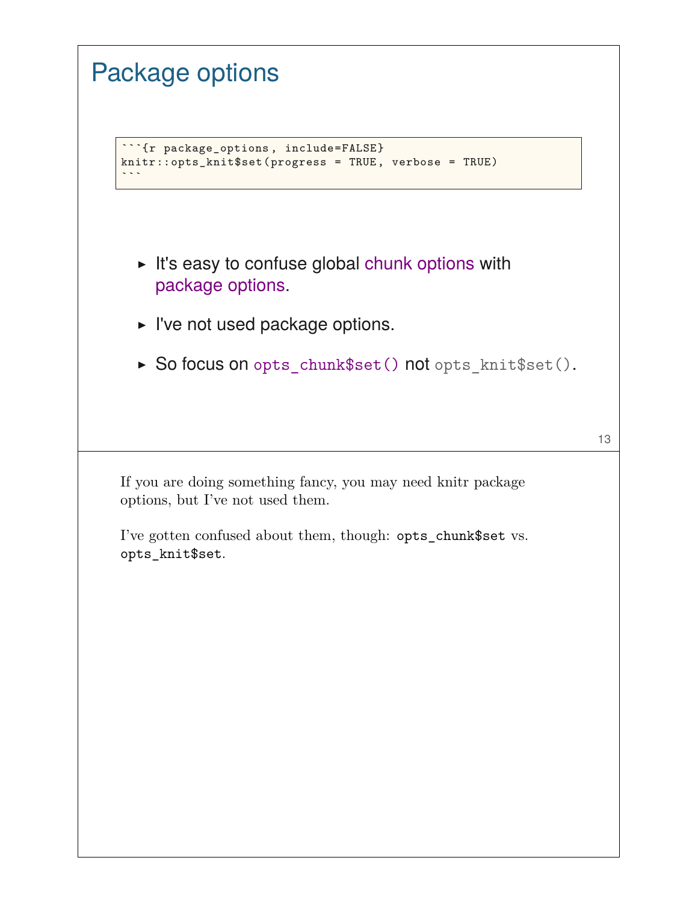# Package options

````
```{r package_options, include=FALSE}
knitr::opts_knit$set(progress = TRUE, verbose = TRUE)
```
````

- It's easy to confuse global chunk options with package options.
- I've not used package options.
- So focus on `opts_chunk$set()` not `opts_knit$set()`.

If you are doing something fancy, you may need knitr package options, but I've not used them.

I've gotten confused about them, though: `opts_chunk$set` vs. `opts_knit$set`.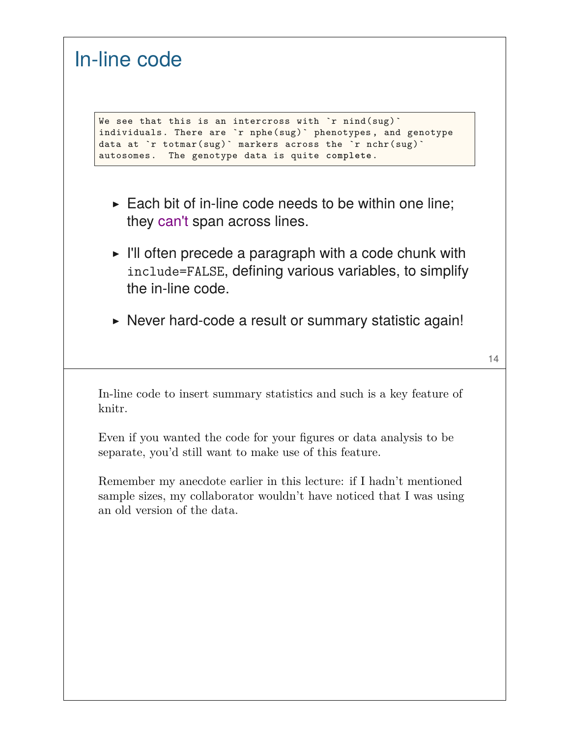# In-line code

```
We see that this is an intercross with `r nind(sug)`
individuals. There are `r nphe(sug)` phenotypes, and genotype
data at `r totmar(sug)` markers across the `r nchr(sug)`
autosomes.  The genotype data is quite complete.
```

- Each bit of in-line code needs to be within one line; they can't span across lines.
- I'll often precede a paragraph with a code chunk with `include=FALSE`, defining various variables, to simplify the in-line code.
- Never hard-code a result or summary statistic again!

In-line code to insert summary statistics and such is a key feature of knitr.

Even if you wanted the code for your figures or data analysis to be separate, you'd still want to make use of this feature.

Remember my anecdote earlier in this lecture: if I hadn't mentioned sample sizes, my collaborator wouldn't have noticed that I was using an old version of the data.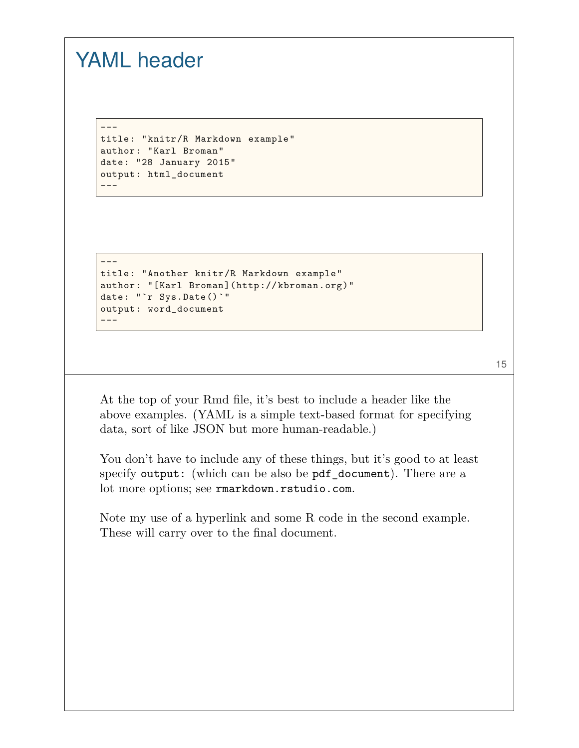# YAML header

```
---
title: "knitr/R Markdown example"
author: "Karl Broman"
date: "28 January 2015"
output: html_document
---
```

```
---
title: "Another knitr/R Markdown example"
author: "[Karl Broman](http://kbroman.org)"
date: "`r Sys.Date()`"
output: word_document
---
```

At the top of your Rmd file, it's best to include a header like the above examples. (YAML is a simple text-based format for specifying data, sort of like JSON but more human-readable.)

You don't have to include any of these things, but it's good to at least specify `output:` (which can be also be `pdf_document`). There are a lot more options; see `rmarkdown.rstudio.com`.

Note my use of a hyperlink and some R code in the second example. These will carry over to the final document.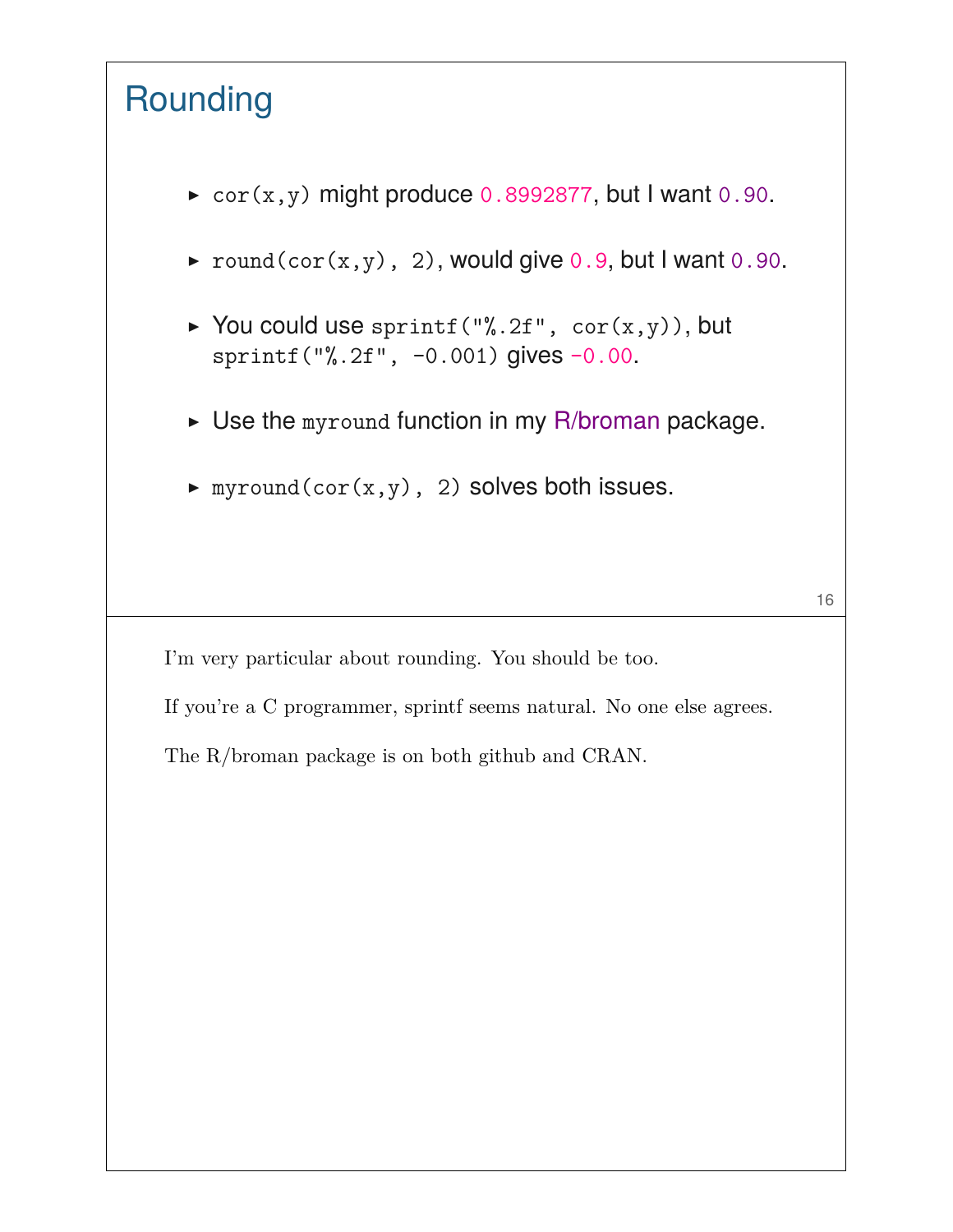## Rounding

- `cor(x,y)` might produce `0.8992877`, but I want `0.90`.
- `round(cor(x,y), 2)`, would give `0.9`, but I want `0.90`.
- You could use `sprintf("%.2f", cor(x,y))`, but `sprintf("%.2f", -0.001)` gives `-0.00`.
- Use the `myround` function in my R/broman package.
- `myround(cor(x,y), 2)` solves both issues.

I'm very particular about rounding. You should be too.

If you're a C programmer, sprintf seems natural. No one else agrees.

The R/broman package is on both github and CRAN.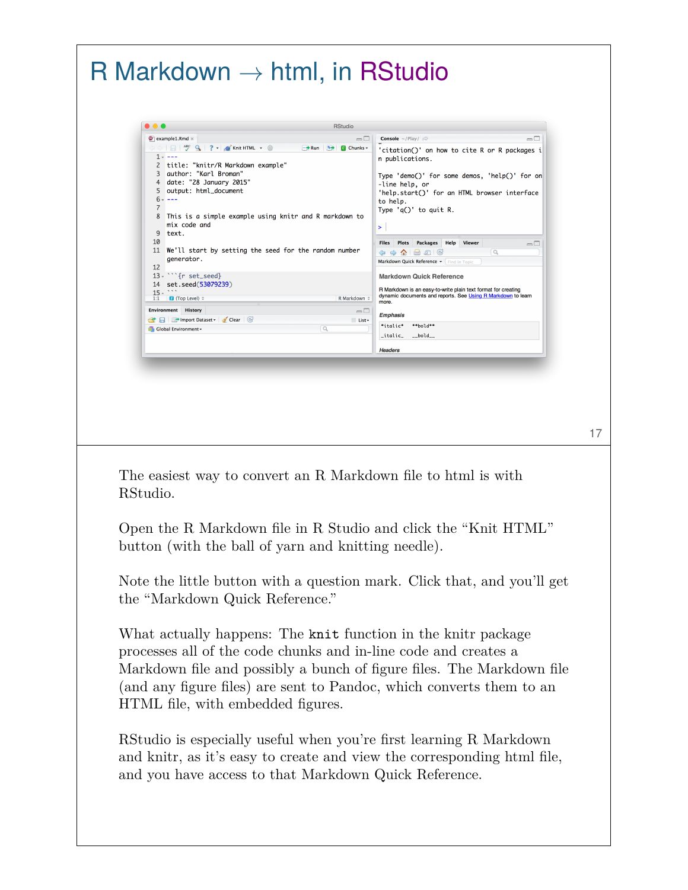# R Markdown → html, in RStudio

The easiest way to convert an R Markdown file to html is with RStudio.

Open the R Markdown file in R Studio and click the "Knit HTML" button (with the ball of yarn and knitting needle).

Note the little button with a question mark. Click that, and you'll get the "Markdown Quick Reference."

What actually happens: The `knit` function in the knitr package processes all of the code chunks and in-line code and creates a Markdown file and possibly a bunch of figure files. The Markdown file (and any figure files) are sent to Pandoc, which converts them to an HTML file, with embedded figures.

RStudio is especially useful when you're first learning R Markdown and knitr, as it's easy to create and view the corresponding html file, and you have access to that Markdown Quick Reference.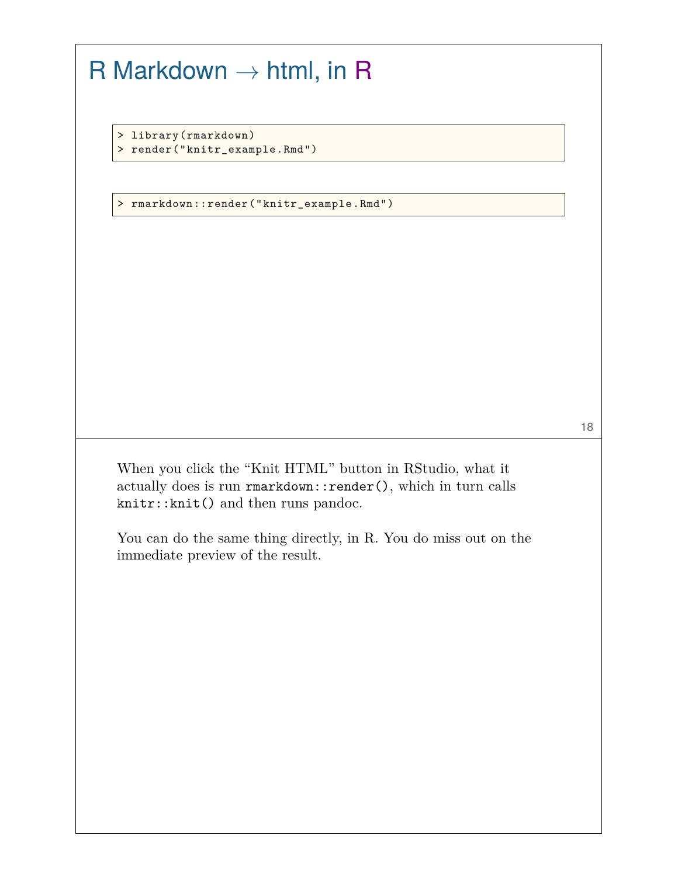# R Markdown → html, in R

```
> library(rmarkdown)
> render("knitr_example.Rmd")
```

```
> rmarkdown::render("knitr_example.Rmd")
```

When you click the "Knit HTML" button in RStudio, what it actually does is run `rmarkdown::render()`, which in turn calls `knitr::knit()` and then runs pandoc.

You can do the same thing directly, in R. You do miss out on the immediate preview of the result.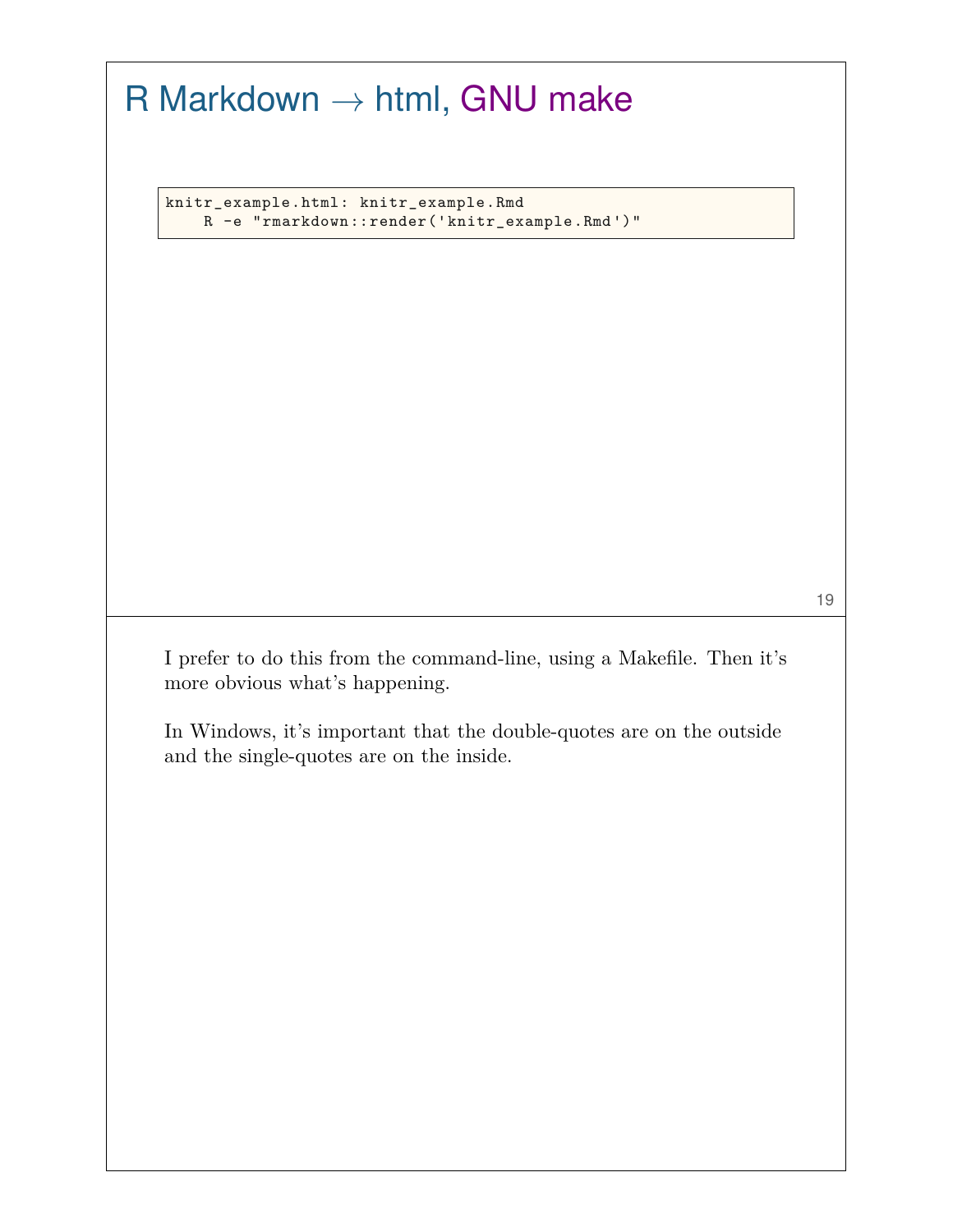# R Markdown → html, GNU make

```
knitr_example.html: knitr_example.Rmd
    R -e "rmarkdown::render('knitr_example.Rmd')"
```

I prefer to do this from the command-line, using a Makefile. Then it's more obvious what's happening.

In Windows, it's important that the double-quotes are on the outside and the single-quotes are on the inside.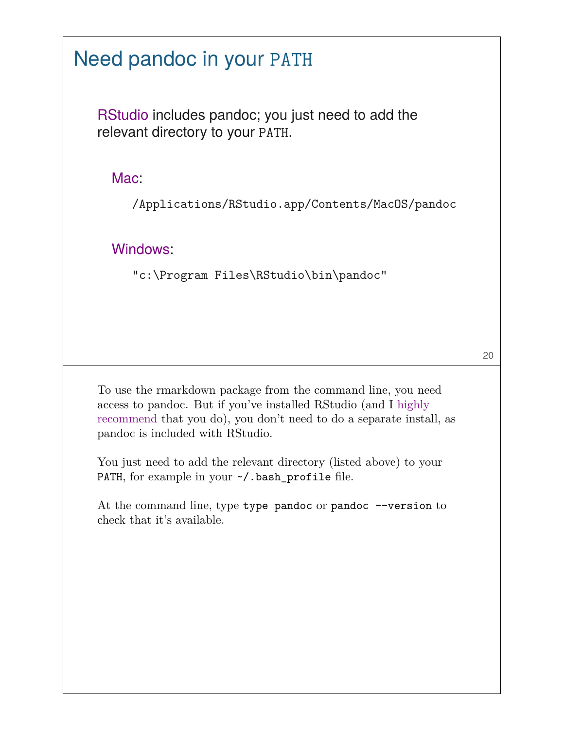# Need pandoc in your `PATH`

RStudio includes pandoc; you just need to add the relevant directory to your `PATH`.

Mac:

```
/Applications/RStudio.app/Contents/MacOS/pandoc
```

Windows:

```
"c:\Program Files\RStudio\bin\pandoc"
```

To use the rmarkdown package from the command line, you need access to pandoc. But if you've installed RStudio (and I highly recommend that you do), you don't need to do a separate install, as pandoc is included with RStudio.

You just need to add the relevant directory (listed above) to your `PATH`, for example in your `~/.bash_profile` file.

At the command line, type `type pandoc` or `pandoc --version` to check that it's available.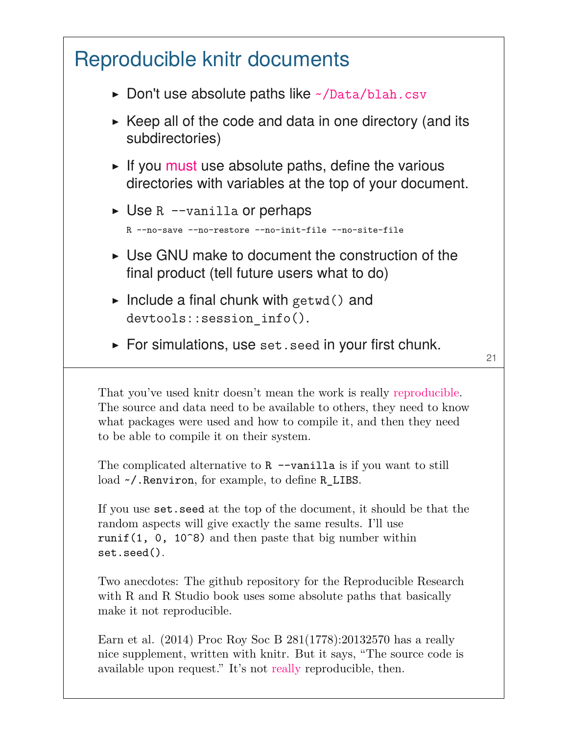## Reproducible knitr documents

- Don't use absolute paths like `~/Data/blah.csv`
- Keep all of the code and data in one directory (and its subdirectories)
- If you *must* use absolute paths, define the various directories with variables at the top of your document.
- Use `R --vanilla` or perhaps
  `R --no-save --no-restore --no-init-file --no-site-file`
- Use GNU make to document the construction of the final product (tell future users what to do)
- Include a final chunk with `getwd()` and `devtools::session_info()`.
- For simulations, use `set.seed` in your first chunk.

That you've used knitr doesn't mean the work is really *reproducible*. The source and data need to be available to others, they need to know what packages were used and how to compile it, and then they need to be able to compile it on their system.

The complicated alternative to `R --vanilla` is if you want to still load `~/.Renviron`, for example, to define `R_LIBS`.

If you use `set.seed` at the top of the document, it should be that the random aspects will give exactly the same results. I'll use `runif(1, 0, 10^8)` and then paste that big number within `set.seed()`.

Two anecdotes: The github repository for the Reproducible Research with R and R Studio book uses some absolute paths that basically make it not reproducible.

Earn et al. (2014) Proc Roy Soc B 281(1778):20132570 has a really nice supplement, written with knitr. But it says, "The source code is available upon request." It's not *really* reproducible, then.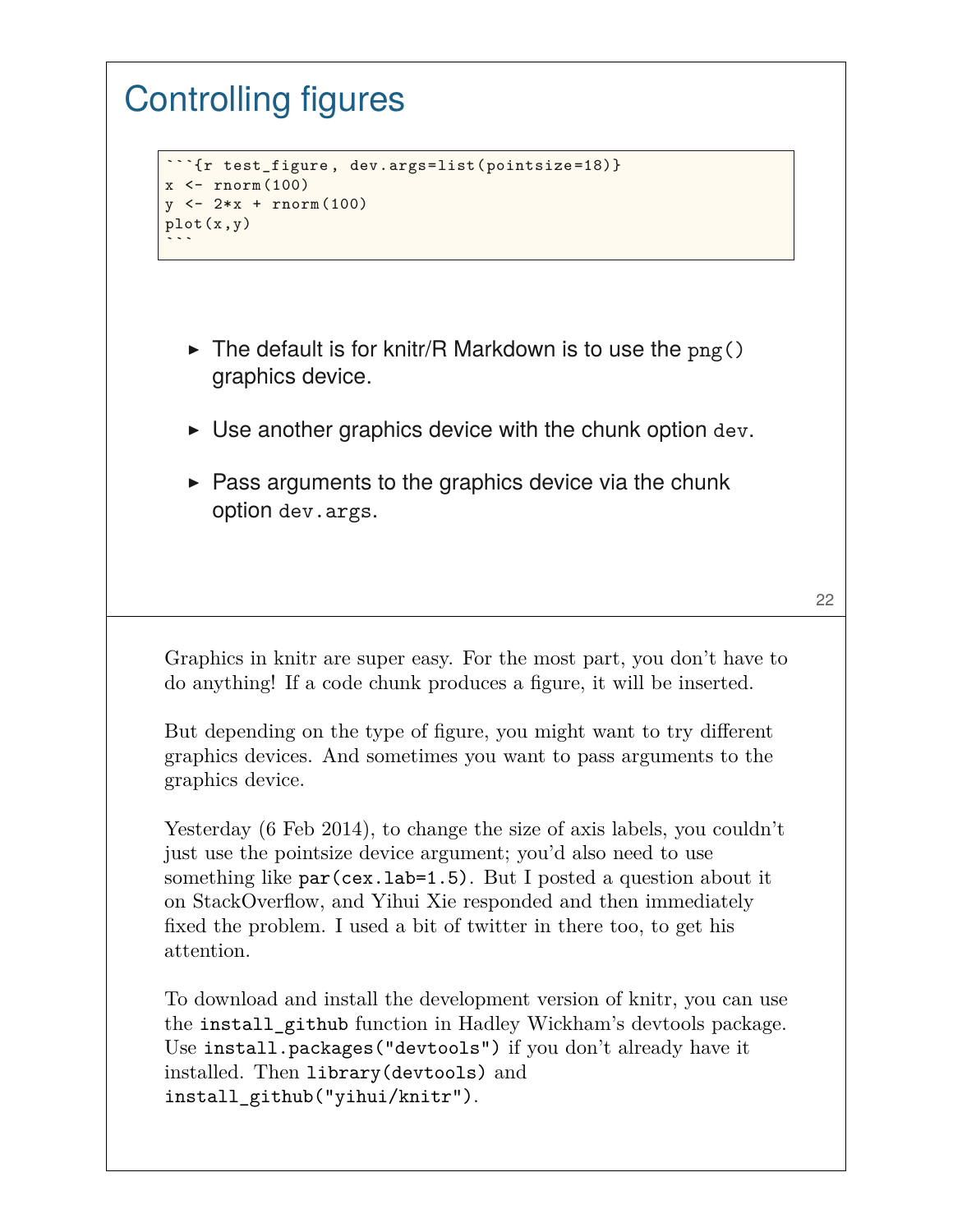# Controlling figures

````
```{r test_figure, dev.args=list(pointsize=18)}
x <- rnorm(100)
y <- 2*x + rnorm(100)
plot(x,y)
```
````

- The default is for knitr/R Markdown is to use the `png()` graphics device.
- Use another graphics device with the chunk option `dev`.
- Pass arguments to the graphics device via the chunk option `dev.args`.

Graphics in knitr are super easy. For the most part, you don't have to do anything! If a code chunk produces a figure, it will be inserted.

But depending on the type of figure, you might want to try different graphics devices. And sometimes you want to pass arguments to the graphics device.

Yesterday (6 Feb 2014), to change the size of axis labels, you couldn't just use the pointsize device argument; you'd also need to use something like `par(cex.lab=1.5)`. But I posted a question about it on StackOverflow, and Yihui Xie responded and then immediately fixed the problem. I used a bit of twitter in there too, to get his attention.

To download and install the development version of knitr, you can use the `install_github` function in Hadley Wickham's devtools package. Use `install.packages("devtools")` if you don't already have it installed. Then `library(devtools)` and `install_github("yihui/knitr")`.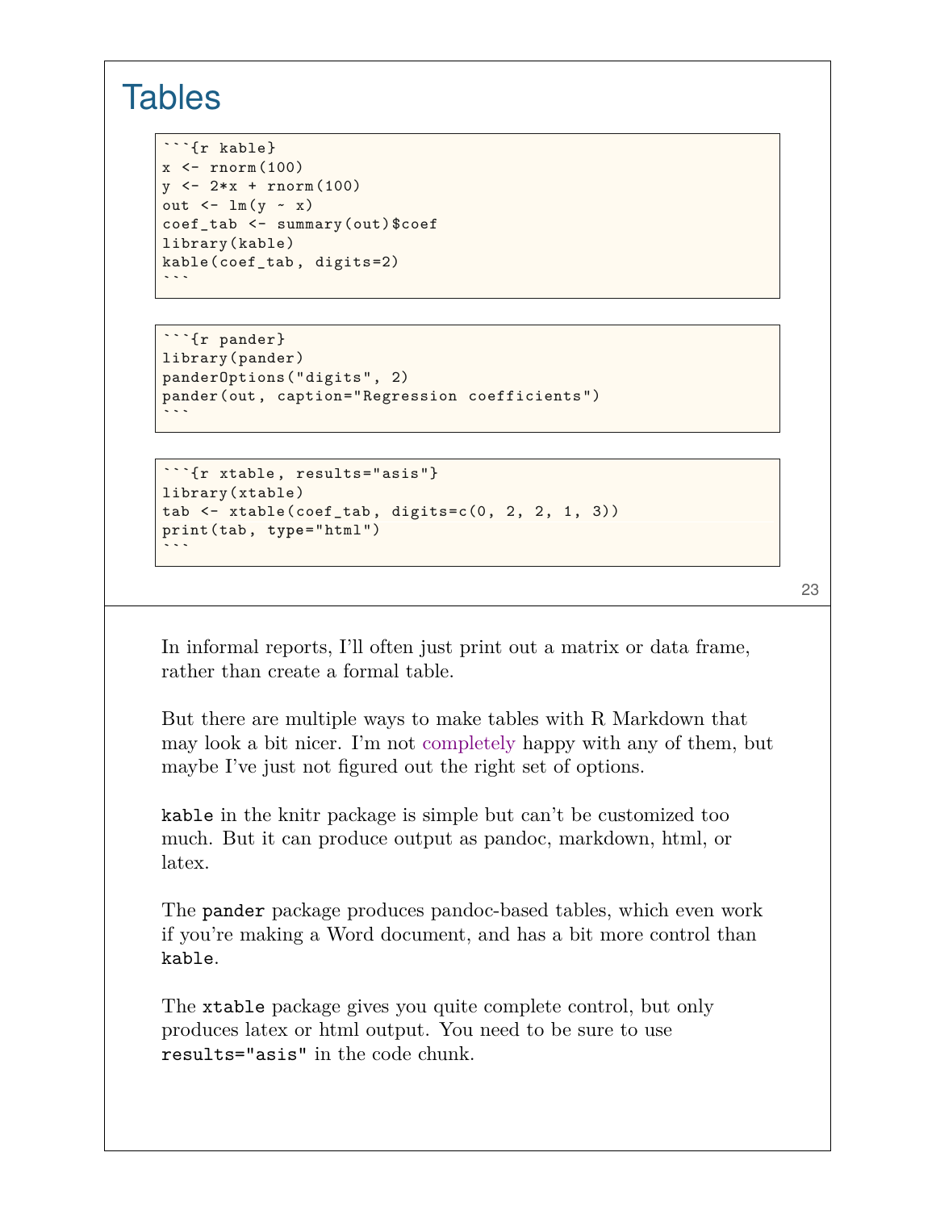# Tables

````
```{r kable}
x <- rnorm(100)
y <- 2*x + rnorm(100)
out <- lm(y ~ x)
coef_tab <- summary(out)$coef
library(kable)
kable(coef_tab, digits=2)
```
````

````
```{r pander}
library(pander)
panderOptions("digits", 2)
pander(out, caption="Regression coefficients")
```
````

````
```{r xtable, results="asis"}
library(xtable)
tab <- xtable(coef_tab, digits=c(0, 2, 2, 1, 3))
print(tab, type="html")
```
````

In informal reports, I'll often just print out a matrix or data frame, rather than create a formal table.

But there are multiple ways to make tables with R Markdown that may look a bit nicer. I'm not completely happy with any of them, but maybe I've just not figured out the right set of options.

`kable` in the knitr package is simple but can't be customized too much. But it can produce output as pandoc, markdown, html, or latex.

The `pander` package produces pandoc-based tables, which even work if you're making a Word document, and has a bit more control than `kable`.

The `xtable` package gives you quite complete control, but only produces latex or html output. You need to be sure to use `results="asis"` in the code chunk.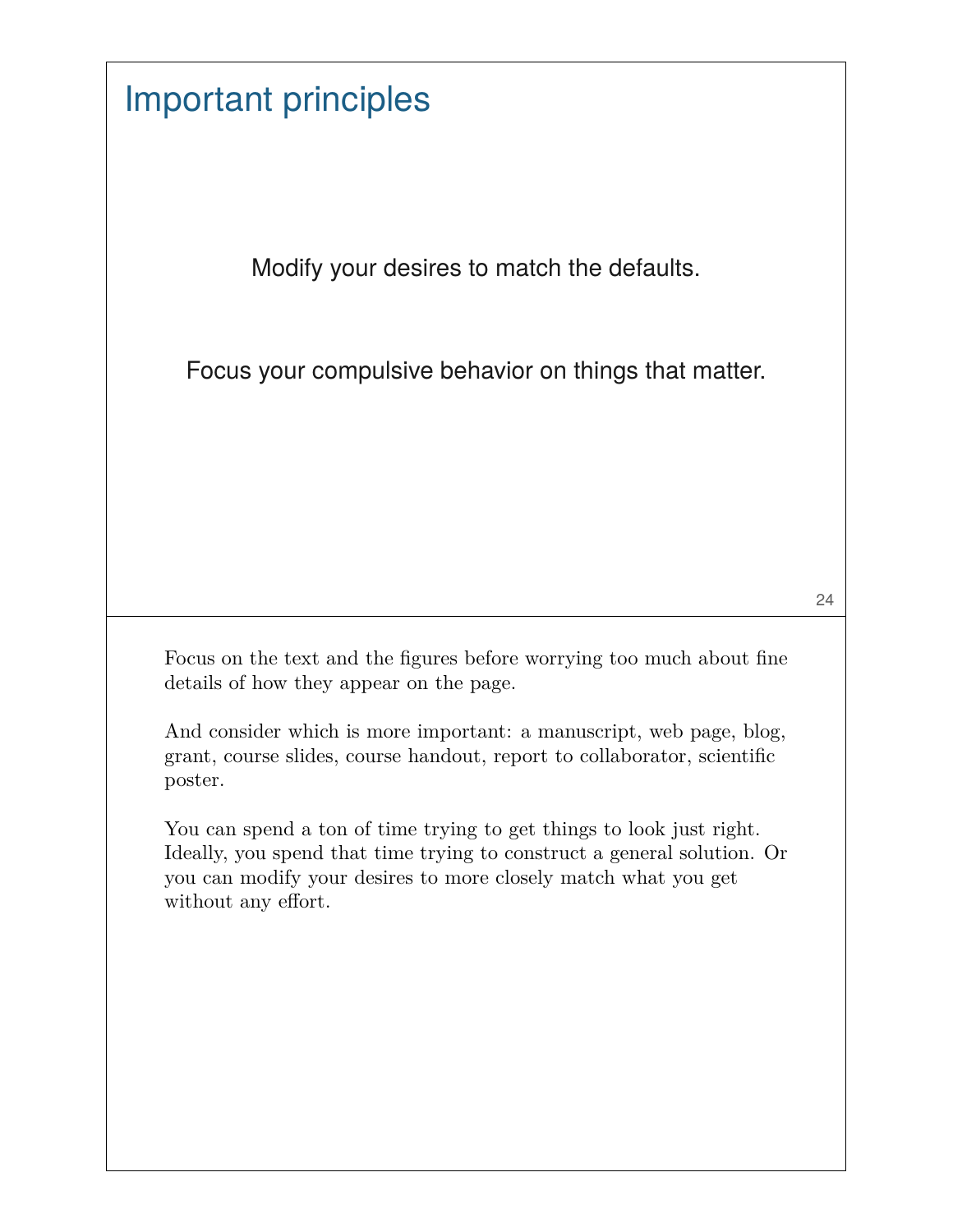# Important principles

Modify your desires to match the defaults.

Focus your compulsive behavior on things that matter.

Focus on the text and the figures before worrying too much about fine details of how they appear on the page.

And consider which is more important: a manuscript, web page, blog, grant, course slides, course handout, report to collaborator, scientific poster.

You can spend a ton of time trying to get things to look just right. Ideally, you spend that time trying to construct a general solution. Or you can modify your desires to more closely match what you get without any effort.